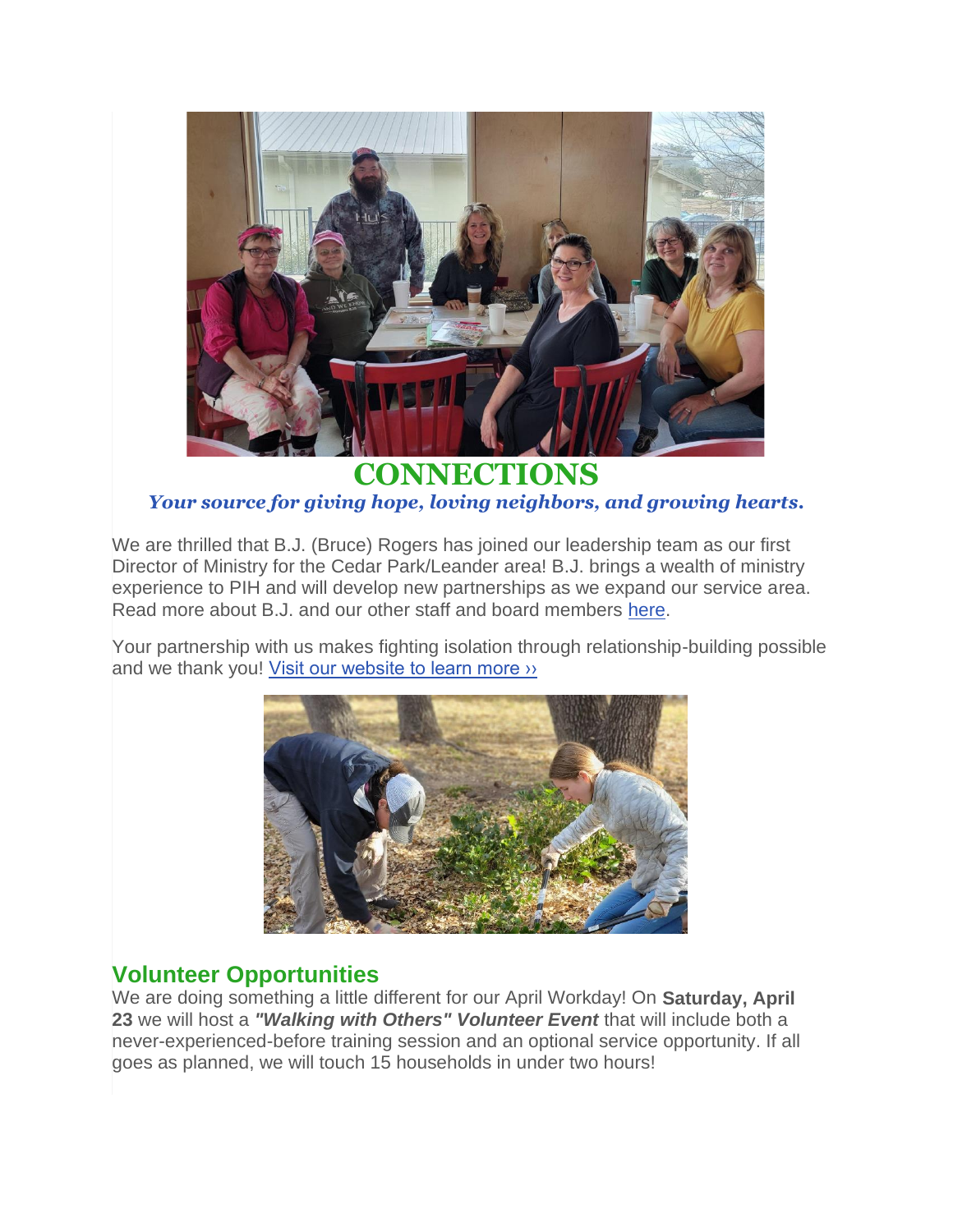# CONNECTIONS

***Your source for giving hope, loving neighbors, and growing hearts.***

We are thrilled that B.J. (Bruce) Rogers has joined our leadership team as our first Director of Ministry for the Cedar Park/Leander area! B.J. brings a wealth of ministry experience to PIH and will develop new partnerships as we expand our service area. Read more about B.J. and our other staff and board members here.

Your partnership with us makes fighting isolation through relationship-building possible and we thank you! Visit our website to learn more ››

## Volunteer Opportunities

We are doing something a little different for our April Workday! On **Saturday, April 23** we will host a ***"Walking with Others" Volunteer Event*** that will include both a never-experienced-before training session and an optional service opportunity. If all goes as planned, we will touch 15 households in under two hours!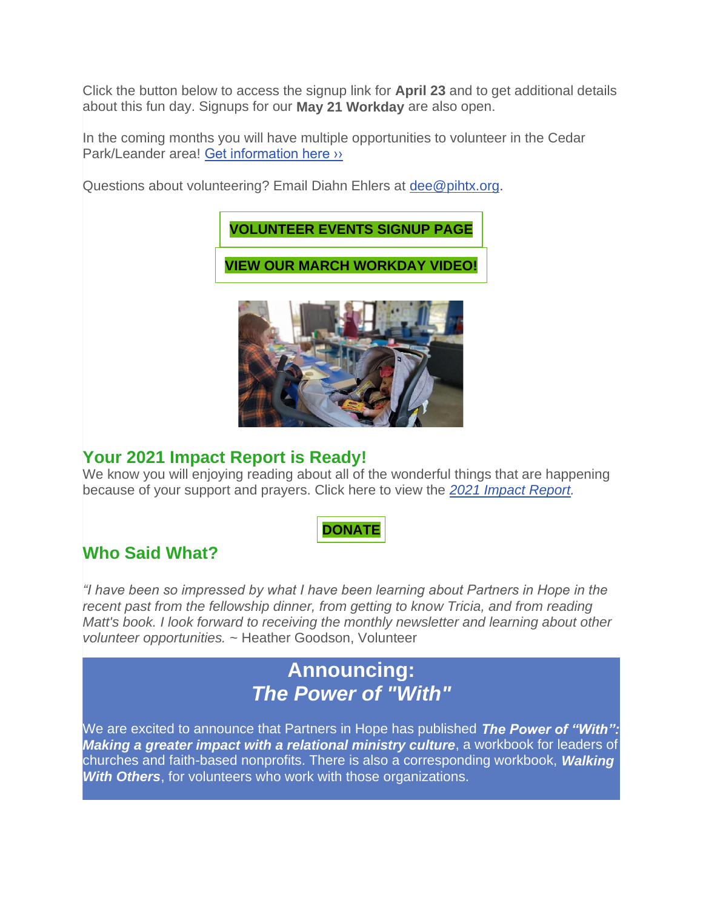Click the button below to access the signup link for **April 23** and to get additional details about this fun day. Signups for our **May 21 Workday** are also open.

In the coming months you will have multiple opportunities to volunteer in the Cedar Park/Leander area! Get information here ››

Questions about volunteering? Email Diahn Ehlers at dee@pihtx.org.

**VOLUNTEER EVENTS SIGNUP PAGE**

**VIEW OUR MARCH WORKDAY VIDEO!**

## Your 2021 Impact Report is Ready!

We know you will enjoying reading about all of the wonderful things that are happening because of your support and prayers. Click here to view the *2021 Impact Report.*

**DONATE**

## Who Said What?

*"I have been so impressed by what I have been learning about Partners in Hope in the recent past from the fellowship dinner, from getting to know Tricia, and from reading Matt's book. I look forward to receiving the monthly newsletter and learning about other volunteer opportunities.* ~ Heather Goodson, Volunteer

## Announcing: *The Power of "With"*

We are excited to announce that Partners in Hope has published ***The Power of "With": Making a greater impact with a relational ministry culture***, a workbook for leaders of churches and faith-based nonprofits. There is also a corresponding workbook, ***Walking With Others***, for volunteers who work with those organizations.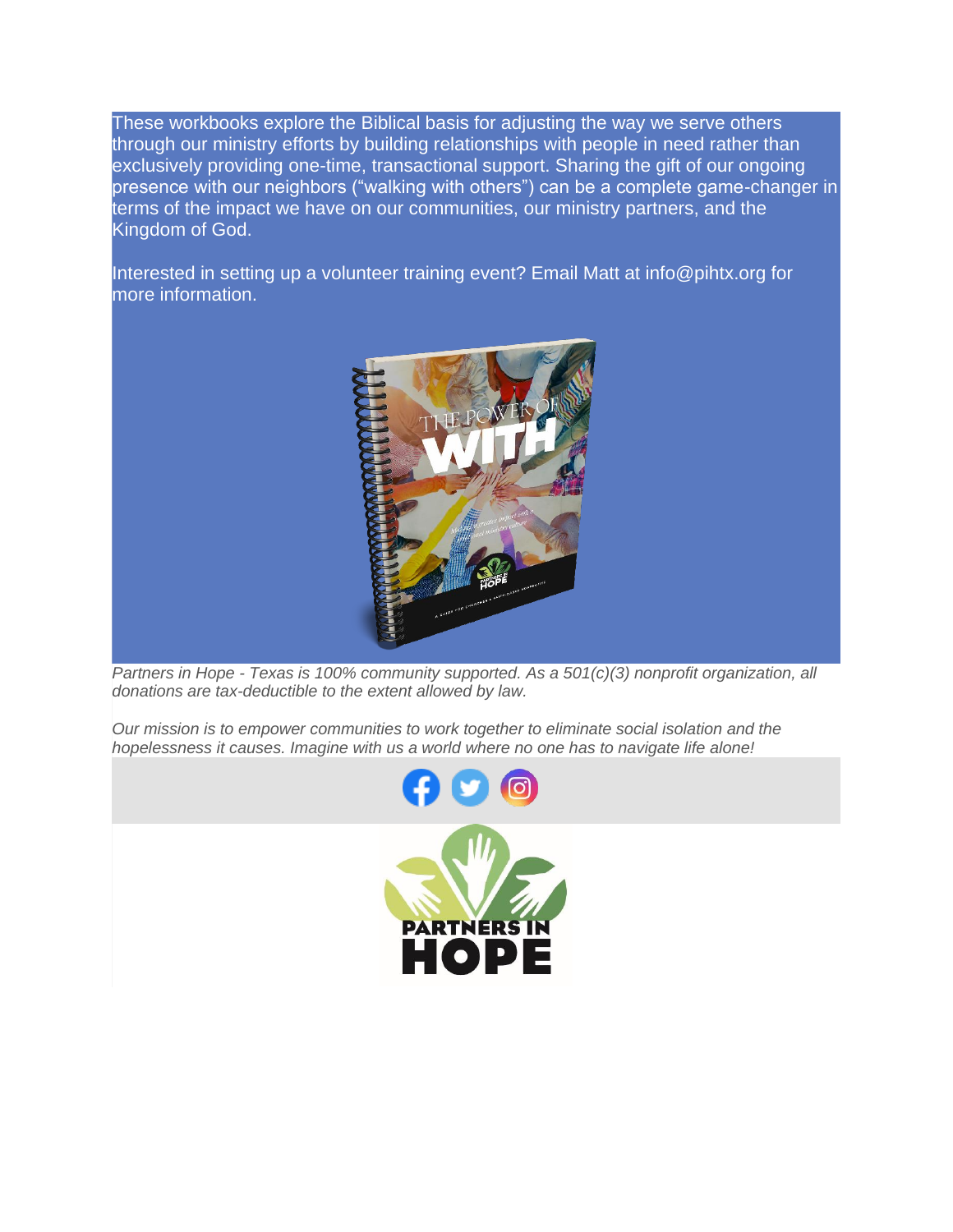These workbooks explore the Biblical basis for adjusting the way we serve others through our ministry efforts by building relationships with people in need rather than exclusively providing one-time, transactional support. Sharing the gift of our ongoing presence with our neighbors ("walking with others") can be a complete game-changer in terms of the impact we have on our communities, our ministry partners, and the Kingdom of God.

Interested in setting up a volunteer training event? Email Matt at info@pihtx.org for more information.

*Partners in Hope - Texas is 100% community supported. As a 501(c)(3) nonprofit organization, all donations are tax-deductible to the extent allowed by law.*

*Our mission is to empower communities to work together to eliminate social isolation and the hopelessness it causes. Imagine with us a world where no one has to navigate life alone!*